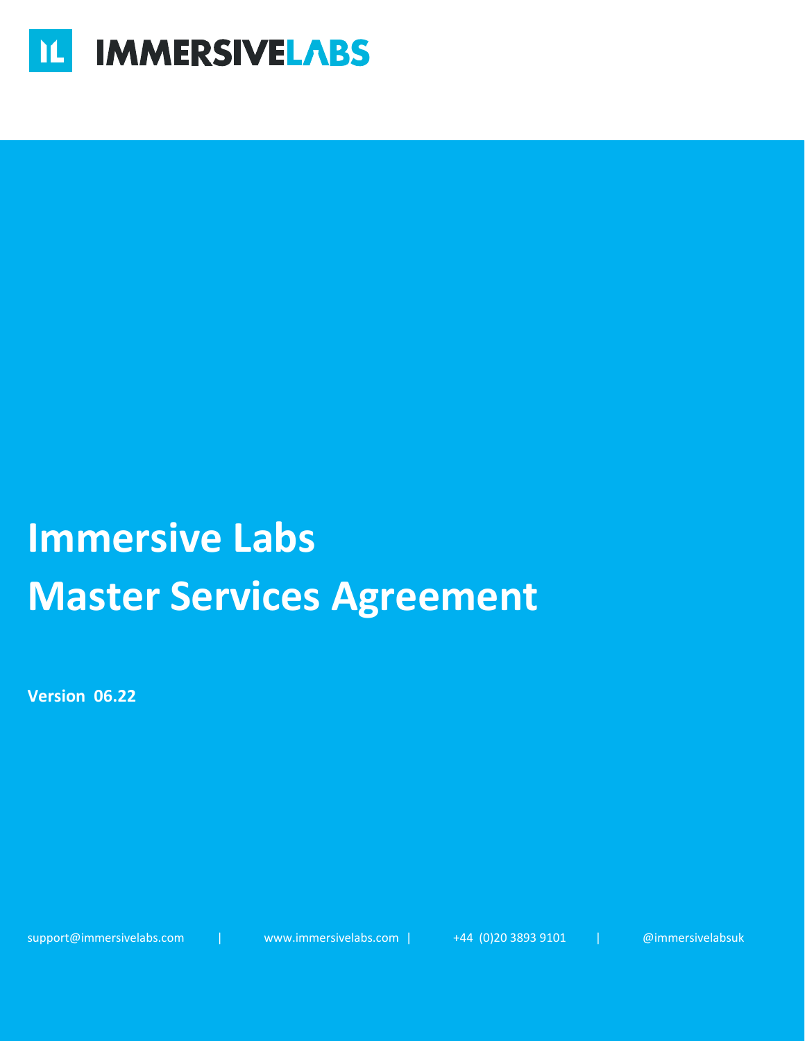IMMERSIVELABS

# Immersive Labs
# Master Services Agreement

**Version 06.22**

support@immersivelabs.com | www.immersivelabs.com | +44 (0)20 3893 9101 | @immersivelabsuk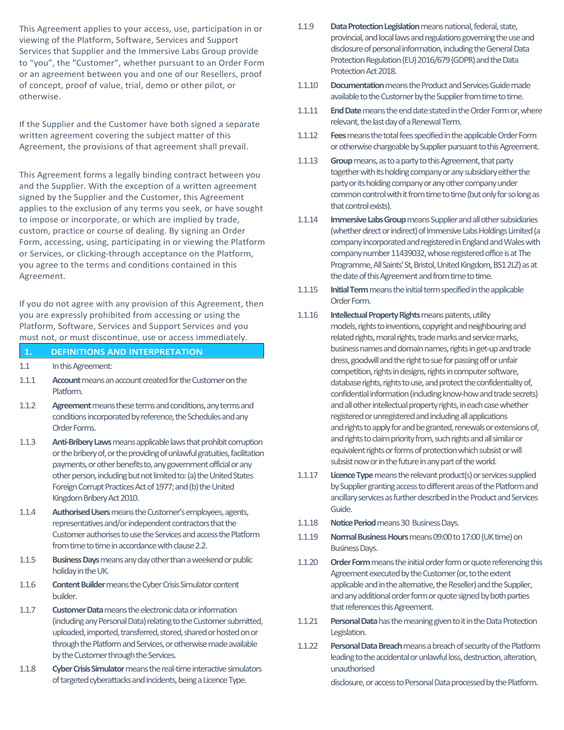This Agreement applies to your access, use, participation in or viewing of the Platform, Software, Services and Support Services that Supplier and the Immersive Labs Group provide to "you", the "Customer", whether pursuant to an Order Form or an agreement between you and one of our Resellers, proof of concept, proof of value, trial, demo or other pilot, or otherwise.

If the Supplier and the Customer have both signed a separate written agreement covering the subject matter of this Agreement, the provisions of that agreement shall prevail.

This Agreement forms a legally binding contract between you and the Supplier. With the exception of a written agreement signed by the Supplier and the Customer, this Agreement applies to the exclusion of any terms you seek, or have sought to impose or incorporate, or which are implied by trade, custom, practice or course of dealing. By signing an Order Form, accessing, using, participating in or viewing the Platform or Services, or clicking-through acceptance on the Platform, you agree to the terms and conditions contained in this Agreement.

If you do not agree with any provision of this Agreement, then you are expressly prohibited from accessing or using the Platform, Software, Services and Support Services and you must not, or must discontinue, use or access immediately.

## 1. DEFINITIONS AND INTERPRETATION

1.1 In this Agreement:

1.1.1 **Account** means an account created for the Customer on the Platform.

1.1.2 **Agreement** means these terms and conditions, any terms and conditions incorporated by reference, the Schedules and any Order Forms.

1.1.3 **Anti-Bribery Laws** means applicable laws that prohibit corruption or the bribery of, or the providing of unlawful gratuities, facilitation payments, or other benefits to, any government official or any other person, including but not limited to: (a) the United States Foreign Corrupt Practices Act of 1977; and (b) the United Kingdom Bribery Act 2010.

1.1.4 **Authorised Users** means the Customer's employees, agents, representatives and/or independent contractors that the Customer authorises to use the Services and access the Platform from time to time in accordance with clause 2.2.

1.1.5 **Business Days** means any day other than a weekend or public holiday in the UK.

1.1.6 **Content Builder** means the Cyber Crisis Simulator content builder.

1.1.7 **Customer Data** means the electronic data or information (including any Personal Data) relating to the Customer submitted, uploaded, imported, transferred, stored, shared or hosted on or through the Platform and Services, or otherwise made available by the Customer through the Services.

1.1.8 **Cyber Crisis Simulator** means the real-time interactive simulators of targeted cyberattacks and incidents, being a Licence Type.

1.1.9 **Data Protection Legislation** means national, federal, state, provincial, and local laws and regulations governing the use and disclosure of personal information, including the General Data Protection Regulation (EU) 2016/679 (GDPR) and the Data Protection Act 2018.

1.1.10 **Documentation** means the Product and Services Guide made available to the Customer by the Supplier from time to time.

1.1.11 **End Date** means the end date stated in the Order Form or, where relevant, the last day of a Renewal Term.

1.1.12 **Fees** means the total fees specified in the applicable Order Form or otherwise chargeable by Supplier pursuant to this Agreement.

1.1.13 **Group** means, as to a party to this Agreement, that party together with its holding company or any subsidiary either the party or its holding company or any other company under common control with it from time to time (but only for so long as that control exists).

1.1.14 **Immersive Labs Group** means Supplier and all other subsidiaries (whether direct or indirect) of Immersive Labs Holdings Limited (a company incorporated and registered in England and Wales with company number 11439032, whose registered office is at The Programme, All Saints' St, Bristol, United Kingdom, BS1 2LZ) as at the date of this Agreement and from time to time.

1.1.15 **Initial Term** means the initial term specified in the applicable Order Form.

1.1.16 **Intellectual Property Rights** means patents, utility models, rights to inventions, copyright and neighbouring and related rights, moral rights, trade marks and service marks, business names and domain names, rights in get-up and trade dress, goodwill and the right to sue for passing off or unfair competition, rights in designs, rights in computer software, database rights, rights to use, and protect the confidentiality of, confidential information (including know-how and trade secrets) and all other intellectual property rights, in each case whether registered or unregistered and including all applications and rights to apply for and be granted, renewals or extensions of, and rights to claim priority from, such rights and all similar or equivalent rights or forms of protection which subsist or will subsist now or in the future in any part of the world.

1.1.17 **Licence Type** means the relevant product(s) or services supplied by Supplier granting access to different areas of the Platform and ancillary services as further described in the Product and Services Guide.

1.1.18 **Notice Period** means 30 Business Days.

1.1.19 **Normal Business Hours** means 09:00 to 17:00 (UK time) on Business Days.

1.1.20 **Order Form** means the initial order form or quote referencing this Agreement executed by the Customer (or, to the extent applicable and in the alternative, the Reseller) and the Supplier, and any additional order form or quote signed by both parties that references this Agreement.

1.1.21 **Personal Data** has the meaning given to it in the Data Protection Legislation.

1.1.22 **Personal Data Breach** means a breach of security of the Platform leading to the accidental or unlawful loss, destruction, alteration, unauthorised disclosure, or access to Personal Data processed by the Platform.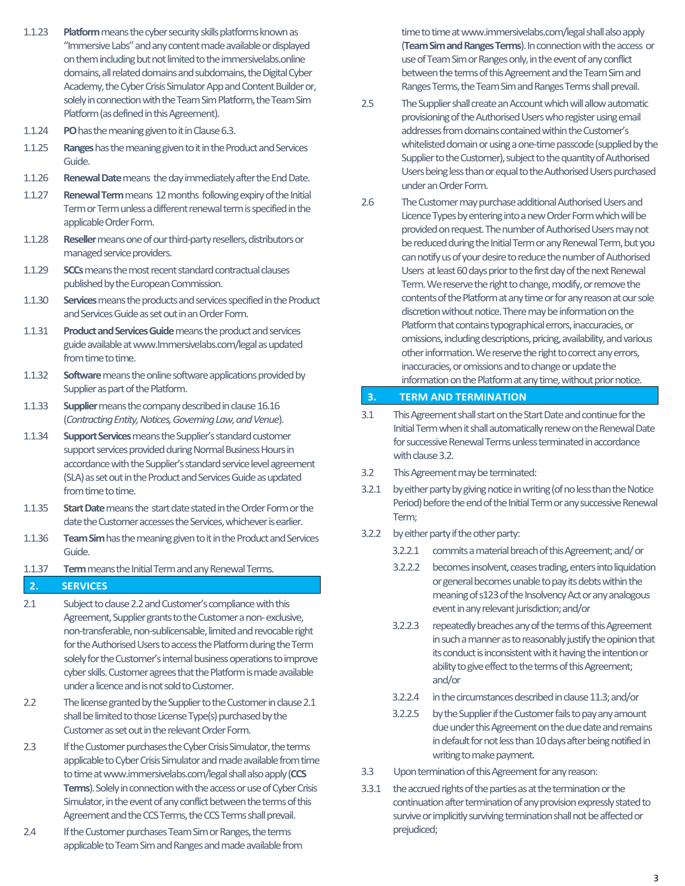1.1.23 **Platform** means the cyber security skills platforms known as "Immersive Labs" and any content made available or displayed on them including but not limited to the immersivelabs.online domains, all related domains and subdomains, the Digital Cyber Academy, the Cyber Crisis Simulator App and Content Builder or, solely in connection with the Team Sim Platform, the Team Sim Platform (as defined in this Agreement).

1.1.24 **PO** has the meaning given to it in Clause 6.3.

1.1.25 **Ranges** has the meaning given to it in the Product and Services Guide.

1.1.26 **Renewal Date** means the day immediately after the End Date.

1.1.27 **Renewal Term** means 12 months following expiry of the Initial Term or Term unless a different renewal term is specified in the applicable Order Form.

1.1.28 **Reseller** means one of our third-party resellers, distributors or managed service providers.

1.1.29 **SCCs** means the most recent standard contractual clauses published by the European Commission.

1.1.30 **Services** means the products and services specified in the Product and Services Guide as set out in an Order Form.

1.1.31 **Product and Services Guide** means the product and services guide available at www.Immersivelabs.com/legal as updated from time to time.

1.1.32 **Software** means the online software applications provided by Supplier as part of the Platform.

1.1.33 **Supplier** means the company described in clause 16.16 (*Contracting Entity, Notices, Governing Law, and Venue*).

1.1.34 **Support Services** means the Supplier's standard customer support services provided during Normal Business Hours in accordance with the Supplier's standard service level agreement (SLA) as set out in the Product and Services Guide as updated from time to time.

1.1.35 **Start Date** means the start date stated in the Order Form or the date the Customer accesses the Services, whichever is earlier.

1.1.36 **Team Sim** has the meaning given to it in the Product and Services Guide.

1.1.37 **Term** means the Initial Term and any Renewal Terms.

## 2. SERVICES

2.1 Subject to clause 2.2 and Customer's compliance with this Agreement, Supplier grants to the Customer a non-exclusive, non-transferable, non-sublicensable, limited and revocable right for the Authorised Users to access the Platform during the Term solely for the Customer's internal business operations to improve cyber skills. Customer agrees that the Platform is made available under a licence and is not sold to Customer.

2.2 The license granted by the Supplier to the Customer in clause 2.1 shall be limited to those License Type(s) purchased by the Customer as set out in the relevant Order Form.

2.3 If the Customer purchases the Cyber Crisis Simulator, the terms applicable to Cyber Crisis Simulator and made available from time to time at www.immersivelabs.com/legal shall also apply (**CCS Terms**). Solely in connection with the access or use of Cyber Crisis Simulator, in the event of any conflict between the terms of this Agreement and the CCS Terms, the CCS Terms shall prevail.

2.4 If the Customer purchases Team Sim or Ranges, the terms applicable to Team Sim and Ranges and made available from time to time at www.immersivelabs.com/legal shall also apply (**Team Sim and Ranges Terms**). In connection with the access or use of Team Sim or Ranges only, in the event of any conflict between the terms of this Agreement and the Team Sim and Ranges Terms, the Team Sim and Ranges Terms shall prevail.

2.5 The Supplier shall create an Account which will allow automatic provisioning of the Authorised Users who register using email addresses from domains contained within the Customer's whitelisted domain or using a one-time passcode (supplied by the Supplier to the Customer), subject to the quantity of Authorised Users being less than or equal to the Authorised Users purchased under an Order Form.

2.6 The Customer may purchase additional Authorised Users and Licence Types by entering into a new Order Form which will be provided on request. The number of Authorised Users may not be reduced during the Initial Term or any Renewal Term, but you can notify us of your desire to reduce the number of Authorised Users at least 60 days prior to the first day of the next Renewal Term. We reserve the right to change, modify, or remove the contents of the Platform at any time or for any reason at our sole discretion without notice. There may be information on the Platform that contains typographical errors, inaccuracies, or omissions, including descriptions, pricing, availability, and various other information. We reserve the right to correct any errors, inaccuracies, or omissions and to change or update the information on the Platform at any time, without prior notice.

## 3. TERM AND TERMINATION

3.1 This Agreement shall start on the Start Date and continue for the Initial Term when it shall automatically renew on the Renewal Date for successive Renewal Terms unless terminated in accordance with clause 3.2.

3.2 This Agreement may be terminated:

3.2.1 by either party by giving notice in writing (of no less than the Notice Period) before the end of the Initial Term or any successive Renewal Term;

3.2.2 by either party if the other party:

3.2.2.1 commits a material breach of this Agreement; and/ or

3.2.2.2 becomes insolvent, ceases trading, enters into liquidation or general becomes unable to pay its debts within the meaning of s123 of the Insolvency Act or any analogous event in any relevant jurisdiction; and/or

3.2.2.3 repeatedly breaches any of the terms of this Agreement in such a manner as to reasonably justify the opinion that its conduct is inconsistent with it having the intention or ability to give effect to the terms of this Agreement; and/or

3.2.2.4 in the circumstances described in clause 11.3; and/or

3.2.2.5 by the Supplier if the Customer fails to pay any amount due under this Agreement on the due date and remains in default for not less than 10 days after being notified in writing to make payment.

3.3 Upon termination of this Agreement for any reason:

3.3.1 the accrued rights of the parties as at the termination or the continuation after termination of any provision expressly stated to survive or implicitly surviving termination shall not be affected or prejudiced;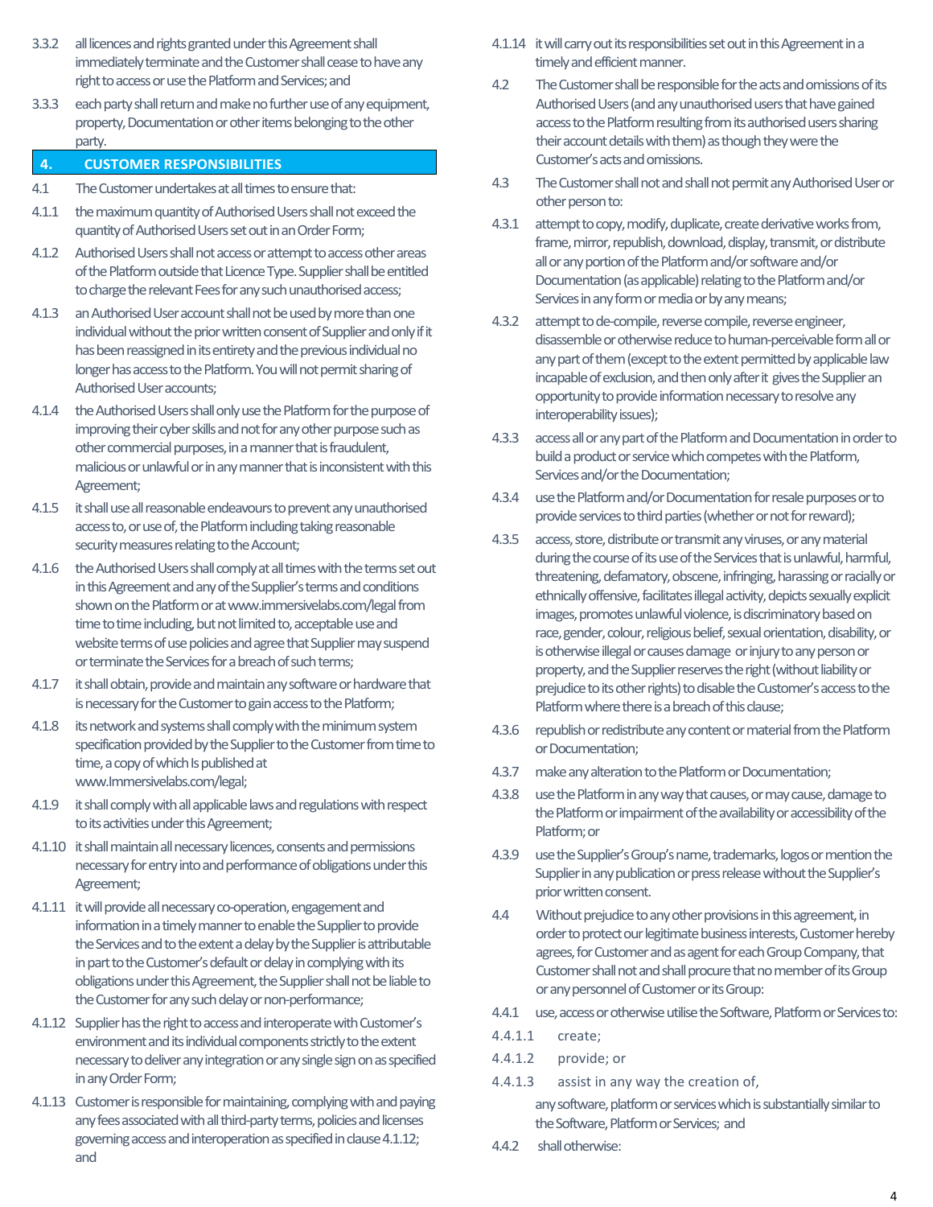3.3.2 all licences and rights granted under this Agreement shall immediately terminate and the Customer shall cease to have any right to access or use the Platform and Services; and

3.3.3 each party shall return and make no further use of any equipment, property, Documentation or other items belonging to the other party.

## 4. CUSTOMER RESPONSIBILITIES

4.1 The Customer undertakes at all times to ensure that:

4.1.1 the maximum quantity of Authorised Users shall not exceed the quantity of Authorised Users set out in an Order Form;

4.1.2 Authorised Users shall not access or attempt to access other areas of the Platform outside that Licence Type. Supplier shall be entitled to charge the relevant Fees for any such unauthorised access;

4.1.3 an Authorised User account shall not be used by more than one individual without the prior written consent of Supplier and only if it has been reassigned in its entirety and the previous individual no longer has access to the Platform. You will not permit sharing of Authorised User accounts;

4.1.4 the Authorised Users shall only use the Platform for the purpose of improving their cyber skills and not for any other purpose such as other commercial purposes, in a manner that is fraudulent, malicious or unlawful or in any manner that is inconsistent with this Agreement;

4.1.5 it shall use all reasonable endeavours to prevent any unauthorised access to, or use of, the Platform including taking reasonable security measures relating to the Account;

4.1.6 the Authorised Users shall comply at all times with the terms set out in this Agreement and any of the Supplier's terms and conditions shown on the Platform or at www.immersivelabs.com/legal from time to time including, but not limited to, acceptable use and website terms of use policies and agree that Supplier may suspend or terminate the Services for a breach of such terms;

4.1.7 it shall obtain, provide and maintain any software or hardware that is necessary for the Customer to gain access to the Platform;

4.1.8 its network and systems shall comply with the minimum system specification provided by the Supplier to the Customer from time to time, a copy of which Is published at www.Immersivelabs.com/legal;

4.1.9 it shall comply with all applicable laws and regulations with respect to its activities under this Agreement;

4.1.10 it shall maintain all necessary licences, consents and permissions necessary for entry into and performance of obligations under this Agreement;

4.1.11 it will provide all necessary co-operation, engagement and information in a timely manner to enable the Supplier to provide the Services and to the extent a delay by the Supplier is attributable in part to the Customer's default or delay in complying with its obligations under this Agreement, the Supplier shall not be liable to the Customer for any such delay or non-performance;

4.1.12 Supplier has the right to access and interoperate with Customer's environment and its individual components strictly to the extent necessary to deliver any integration or any single sign on as specified in any Order Form;

4.1.13 Customer is responsible for maintaining, complying with and paying any fees associated with all third-party terms, policies and licenses governing access and interoperation as specified in clause 4.1.12; and

4.1.14 it will carry out its responsibilities set out in this Agreement in a timely and efficient manner.

4.2 The Customer shall be responsible for the acts and omissions of its Authorised Users (and any unauthorised users that have gained access to the Platform resulting from its authorised users sharing their account details with them) as though they were the Customer's acts and omissions.

4.3 The Customer shall not and shall not permit any Authorised User or other person to:

4.3.1 attempt to copy, modify, duplicate, create derivative works from, frame, mirror, republish, download, display, transmit, or distribute all or any portion of the Platform and/or software and/or Documentation (as applicable) relating to the Platform and/or Services in any form or media or by any means;

4.3.2 attempt to de-compile, reverse compile, reverse engineer, disassemble or otherwise reduce to human-perceivable form all or any part of them (except to the extent permitted by applicable law incapable of exclusion, and then only after it gives the Supplier an opportunity to provide information necessary to resolve any interoperability issues);

4.3.3 access all or any part of the Platform and Documentation in order to build a product or service which competes with the Platform, Services and/or the Documentation;

4.3.4 use the Platform and/or Documentation for resale purposes or to provide services to third parties (whether or not for reward);

4.3.5 access, store, distribute or transmit any viruses, or any material during the course of its use of the Services that is unlawful, harmful, threatening, defamatory, obscene, infringing, harassing or racially or ethnically offensive, facilitates illegal activity, depicts sexually explicit images, promotes unlawful violence, is discriminatory based on race, gender, colour, religious belief, sexual orientation, disability, or is otherwise illegal or causes damage or injury to any person or property, and the Supplier reserves the right (without liability or prejudice to its other rights) to disable the Customer's access to the Platform where there is a breach of this clause;

4.3.6 republish or redistribute any content or material from the Platform or Documentation;

4.3.7 make any alteration to the Platform or Documentation;

4.3.8 use the Platform in any way that causes, or may cause, damage to the Platform or impairment of the availability or accessibility of the Platform; or

4.3.9 use the Supplier's Group's name, trademarks, logos or mention the Supplier in any publication or press release without the Supplier's prior written consent.

4.4 Without prejudice to any other provisions in this agreement, in order to protect our legitimate business interests, Customer hereby agrees, for Customer and as agent for each Group Company, that Customer shall not and shall procure that no member of its Group or any personnel of Customer or its Group:

4.4.1 use, access or otherwise utilise the Software, Platform or Services to:

4.4.1.1 create;

4.4.1.2 provide; or

4.4.1.3 assist in any way the creation of,

any software, platform or services which is substantially similar to the Software, Platform or Services; and

4.4.2 shall otherwise: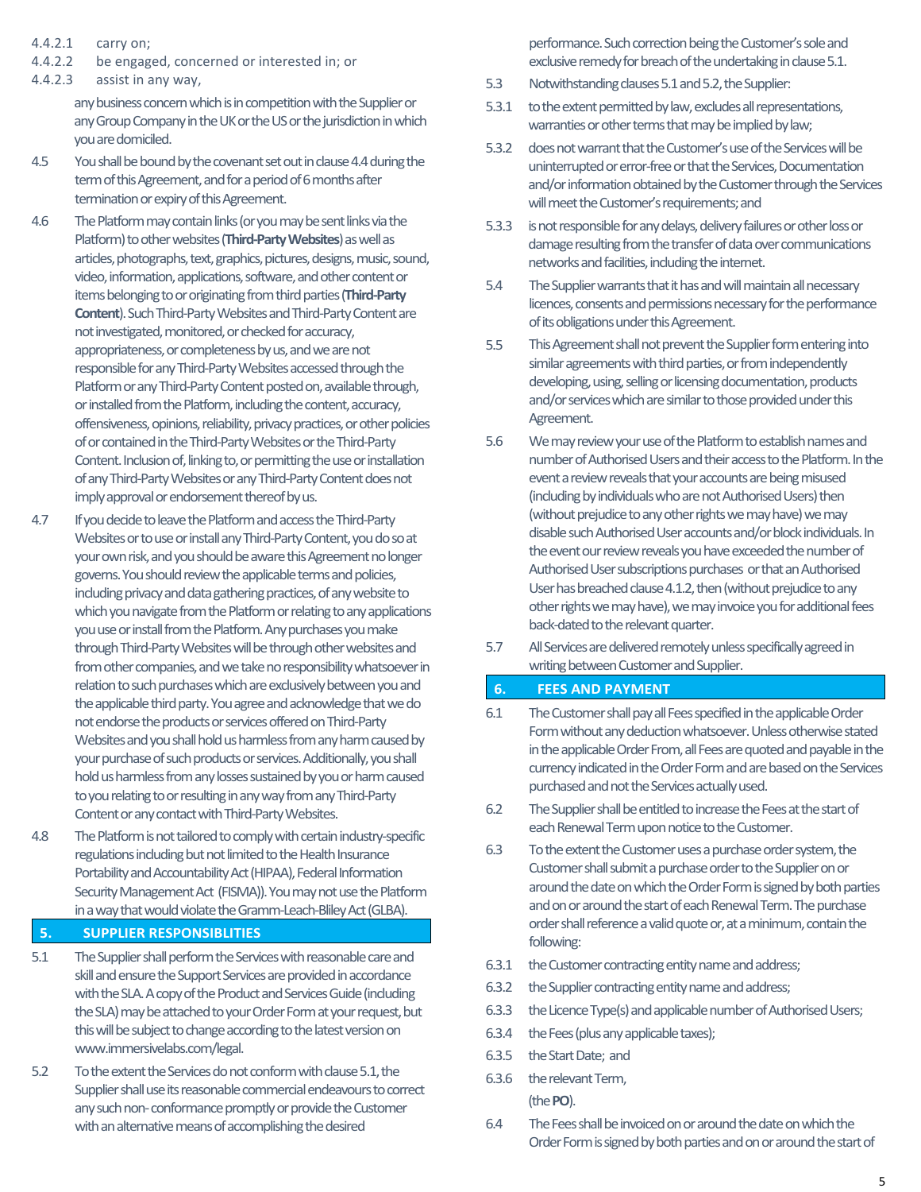4.4.2.1 carry on;

4.4.2.2 be engaged, concerned or interested in; or

4.4.2.3 assist in any way,

any business concern which is in competition with the Supplier or any Group Company in the UK or the US or the jurisdiction in which you are domiciled.

4.5 You shall be bound by the covenant set out in clause 4.4 during the term of this Agreement, and for a period of 6 months after termination or expiry of this Agreement.

4.6 The Platform may contain links (or you may be sent links via the Platform) to other websites (**Third-Party Websites**) as well as articles, photographs, text, graphics, pictures, designs, music, sound, video, information, applications, software, and other content or items belonging to or originating from third parties (**Third-Party Content**). Such Third-Party Websites and Third-Party Content are not investigated, monitored, or checked for accuracy, appropriateness, or completeness by us, and we are not responsible for any Third-Party Websites accessed through the Platform or any Third-Party Content posted on, available through, or installed from the Platform, including the content, accuracy, offensiveness, opinions, reliability, privacy practices, or other policies of or contained in the Third-Party Websites or the Third-Party Content. Inclusion of, linking to, or permitting the use or installation of any Third-Party Websites or any Third-Party Content does not imply approval or endorsement thereof by us.

4.7 If you decide to leave the Platform and access the Third-Party Websites or to use or install any Third-Party Content, you do so at your own risk, and you should be aware this Agreement no longer governs. You should review the applicable terms and policies, including privacy and data gathering practices, of any website to which you navigate from the Platform or relating to any applications you use or install from the Platform. Any purchases you make through Third-Party Websites will be through other websites and from other companies, and we take no responsibility whatsoever in relation to such purchases which are exclusively between you and the applicable third party. You agree and acknowledge that we do not endorse the products or services offered on Third-Party Websites and you shall hold us harmless from any harm caused by your purchase of such products or services. Additionally, you shall hold us harmless from any losses sustained by you or harm caused to you relating to or resulting in any way from any Third-Party Content or any contact with Third-Party Websites.

4.8 The Platform is not tailored to comply with certain industry-specific regulations including but not limited to the Health Insurance Portability and Accountability Act (HIPAA), Federal Information Security Management Act (FISMA)). You may not use the Platform in a way that would violate the Gramm-Leach-Bliley Act (GLBA).

## 5. SUPPLIER RESPONSIBLITIES

5.1 The Supplier shall perform the Services with reasonable care and skill and ensure the Support Services are provided in accordance with the SLA. A copy of the Product and Services Guide (including the SLA) may be attached to your Order Form at your request, but this will be subject to change according to the latest version on www.immersivelabs.com/legal.

5.2 To the extent the Services do not conform with clause 5.1, the Supplier shall use its reasonable commercial endeavours to correct any such non- conformance promptly or provide the Customer with an alternative means of accomplishing the desired performance. Such correction being the Customer's sole and exclusive remedy for breach of the undertaking in clause 5.1.

5.3 Notwithstanding clauses 5.1 and 5.2, the Supplier:

5.3.1 to the extent permitted by law, excludes all representations, warranties or other terms that may be implied by law;

5.3.2 does not warrant that the Customer's use of the Services will be uninterrupted or error-free or that the Services, Documentation and/or information obtained by the Customer through the Services will meet the Customer's requirements; and

5.3.3 is not responsible for any delays, delivery failures or other loss or damage resulting from the transfer of data over communications networks and facilities, including the internet.

5.4 The Supplier warrants that it has and will maintain all necessary licences, consents and permissions necessary for the performance of its obligations under this Agreement.

5.5 This Agreement shall not prevent the Supplier form entering into similar agreements with third parties, or from independently developing, using, selling or licensing documentation, products and/or services which are similar to those provided under this Agreement.

5.6 We may review your use of the Platform to establish names and number of Authorised Users and their access to the Platform. In the event a review reveals that your accounts are being misused (including by individuals who are not Authorised Users) then (without prejudice to any other rights we may have) we may disable such Authorised User accounts and/or block individuals. In the event our review reveals you have exceeded the number of Authorised User subscriptions purchases or that an Authorised User has breached clause 4.1.2, then (without prejudice to any other rights we may have), we may invoice you for additional fees back-dated to the relevant quarter.

5.7 All Services are delivered remotely unless specifically agreed in writing between Customer and Supplier.

## 6. FEES AND PAYMENT

6.1 The Customer shall pay all Fees specified in the applicable Order Form without any deduction whatsoever. Unless otherwise stated in the applicable Order From, all Fees are quoted and payable in the currency indicated in the Order Form and are based on the Services purchased and not the Services actually used.

6.2 The Supplier shall be entitled to increase the Fees at the start of each Renewal Term upon notice to the Customer.

6.3 To the extent the Customer uses a purchase order system, the Customer shall submit a purchase order to the Supplier on or around the date on which the Order Form is signed by both parties and on or around the start of each Renewal Term. The purchase order shall reference a valid quote or, at a minimum, contain the following:

6.3.1 the Customer contracting entity name and address;

6.3.2 the Supplier contracting entity name and address;

6.3.3 the Licence Type(s) and applicable number of Authorised Users;

6.3.4 the Fees (plus any applicable taxes);

6.3.5 the Start Date; and

6.3.6 the relevant Term,

(the **PO**).

6.4 The Fees shall be invoiced on or around the date on which the Order Form is signed by both parties and on or around the start of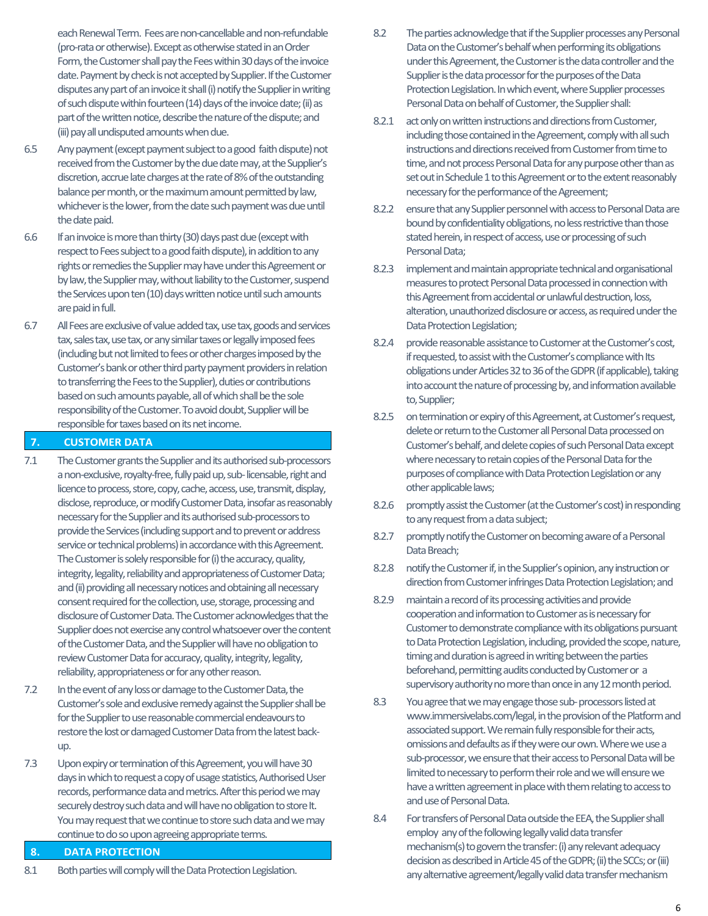each Renewal Term. Fees are non-cancellable and non-refundable (pro-rata or otherwise). Except as otherwise stated in an Order Form, the Customer shall pay the Fees within 30 days of the invoice date. Payment by check is not accepted by Supplier. If the Customer disputes any part of an invoice it shall (i) notify the Supplier in writing of such dispute within fourteen (14) days of the invoice date; (ii) as part of the written notice, describe the nature of the dispute; and (iii) pay all undisputed amounts when due.

6.5 Any payment (except payment subject to a good faith dispute) not received from the Customer by the due date may, at the Supplier's discretion, accrue late charges at the rate of 8% of the outstanding balance per month, or the maximum amount permitted by law, whichever is the lower, from the date such payment was due until the date paid.

6.6 If an invoice is more than thirty (30) days past due (except with respect to Fees subject to a good faith dispute), in addition to any rights or remedies the Supplier may have under this Agreement or by law, the Supplier may, without liability to the Customer, suspend the Services upon ten (10) days written notice until such amounts are paid in full.

6.7 All Fees are exclusive of value added tax, use tax, goods and services tax, sales tax, use tax, or any similar taxes or legally imposed fees (including but not limited to fees or other charges imposed by the Customer's bank or other third party payment providers in relation to transferring the Fees to the Supplier), duties or contributions based on such amounts payable, all of which shall be the sole responsibility of the Customer. To avoid doubt, Supplier will be responsible for taxes based on its net income.

## 7. CUSTOMER DATA

7.1 The Customer grants the Supplier and its authorised sub-processors a non-exclusive, royalty-free, fully paid up, sub- licensable, right and licence to process, store, copy, cache, access, use, transmit, display, disclose, reproduce, or modify Customer Data, insofar as reasonably necessary for the Supplier and its authorised sub-processors to provide the Services (including support and to prevent or address service or technical problems) in accordance with this Agreement. The Customer is solely responsible for (i) the accuracy, quality, integrity, legality, reliability and appropriateness of Customer Data; and (ii) providing all necessary notices and obtaining all necessary consent required for the collection, use, storage, processing and disclosure of Customer Data. The Customer acknowledges that the Supplier does not exercise any control whatsoever over the content of the Customer Data, and the Supplier will have no obligation to review Customer Data for accuracy, quality, integrity, legality, reliability, appropriateness or for any other reason.

7.2 In the event of any loss or damage to the Customer Data, the Customer's sole and exclusive remedy against the Supplier shall be for the Supplier to use reasonable commercial endeavours to restore the lost or damaged Customer Data from the latest back-up.

7.3 Upon expiry or termination of this Agreement, you will have 30 days in which to request a copy of usage statistics, Authorised User records, performance data and metrics. After this period we may securely destroy such data and will have no obligation to store It. You may request that we continue to store such data and we may continue to do so upon agreeing appropriate terms.

## 8. DATA PROTECTION

8.1 Both parties will comply will the Data Protection Legislation.

8.2 The parties acknowledge that if the Supplier processes any Personal Data on the Customer's behalf when performing its obligations under this Agreement, the Customer is the data controller and the Supplier is the data processor for the purposes of the Data Protection Legislation. In which event, where Supplier processes Personal Data on behalf of Customer, the Supplier shall:

8.2.1 act only on written instructions and directions from Customer, including those contained in the Agreement, comply with all such instructions and directions received from Customer from time to time, and not process Personal Data for any purpose other than as set out in Schedule 1 to this Agreement or to the extent reasonably necessary for the performance of the Agreement;

8.2.2 ensure that any Supplier personnel with access to Personal Data are bound by confidentiality obligations, no less restrictive than those stated herein, in respect of access, use or processing of such Personal Data;

8.2.3 implement and maintain appropriate technical and organisational measures to protect Personal Data processed in connection with this Agreement from accidental or unlawful destruction, loss, alteration, unauthorized disclosure or access, as required under the Data Protection Legislation;

8.2.4 provide reasonable assistance to Customer at the Customer's cost, if requested, to assist with the Customer's compliance with Its obligations under Articles 32 to 36 of the GDPR (if applicable), taking into account the nature of processing by, and information available to, Supplier;

8.2.5 on termination or expiry of this Agreement, at Customer's request, delete or return to the Customer all Personal Data processed on Customer's behalf, and delete copies of such Personal Data except where necessary to retain copies of the Personal Data for the purposes of compliance with Data Protection Legislation or any other applicable laws;

8.2.6 promptly assist the Customer (at the Customer's cost) in responding to any request from a data subject;

8.2.7 promptly notify the Customer on becoming aware of a Personal Data Breach;

8.2.8 notify the Customer if, in the Supplier's opinion, any instruction or direction from Customer infringes Data Protection Legislation; and

8.2.9 maintain a record of its processing activities and provide cooperation and information to Customer as is necessary for Customer to demonstrate compliance with its obligations pursuant to Data Protection Legislation, including, provided the scope, nature, timing and duration is agreed in writing between the parties beforehand, permitting audits conducted by Customer or a supervisory authority no more than once in any 12 month period.

8.3 You agree that we may engage those sub- processors listed at www.immersivelabs.com/legal, in the provision of the Platform and associated support. We remain fully responsible for their acts, omissions and defaults as if they were our own. Where we use a sub-processor, we ensure that their access to Personal Data will be limited to necessary to perform their role and we will ensure we have a written agreement in place with them relating to access to and use of Personal Data.

8.4 For transfers of Personal Data outside the EEA, the Supplier shall employ any of the following legally valid data transfer mechanism(s) to govern the transfer: (i) any relevant adequacy decision as described in Article 45 of the GDPR; (ii) the SCCs; or (iii) any alternative agreement/legally valid data transfer mechanism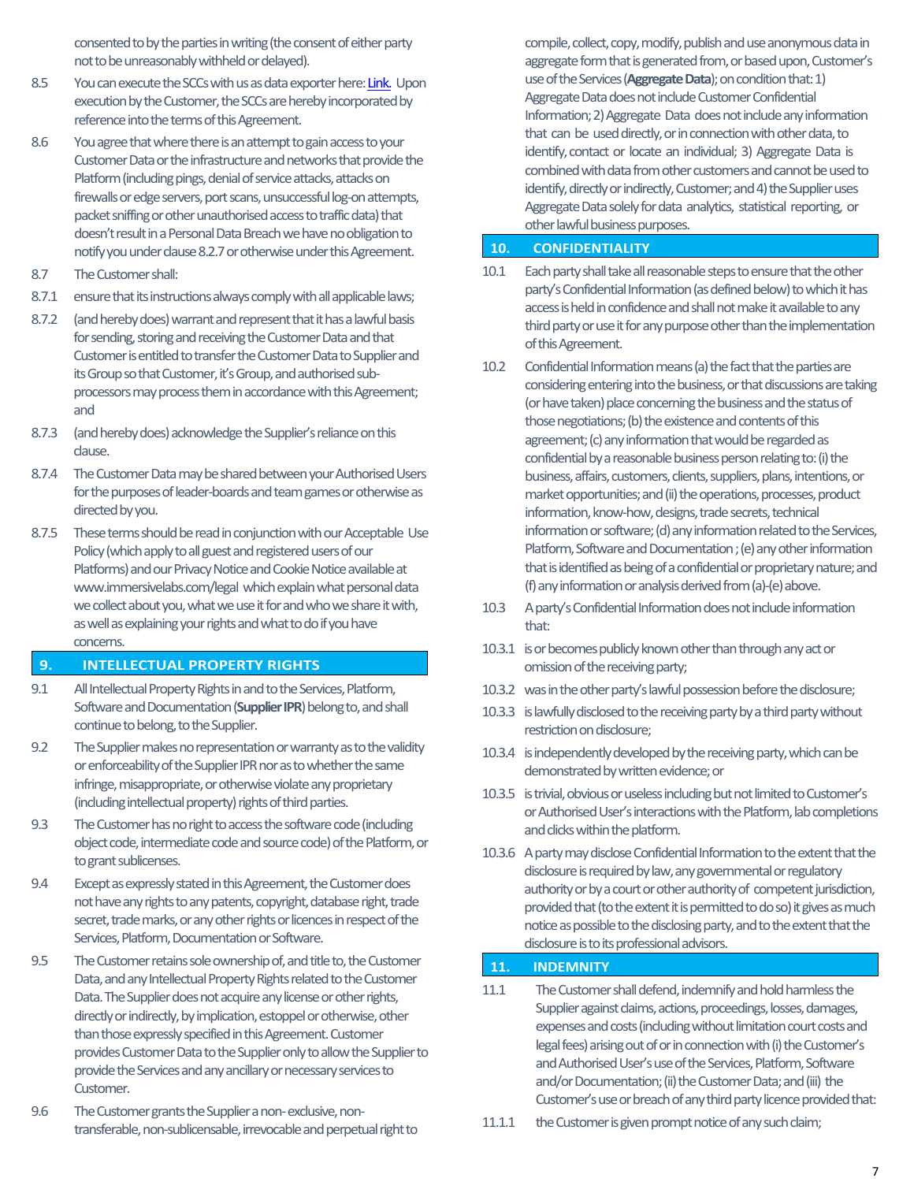consented to by the parties in writing (the consent of either party not to be unreasonably withheld or delayed).

8.5 You can execute the SCCs with us as data exporter here: Link. Upon execution by the Customer, the SCCs are hereby incorporated by reference into the terms of this Agreement.

8.6 You agree that where there is an attempt to gain access to your Customer Data or the infrastructure and networks that provide the Platform (including pings, denial of service attacks, attacks on firewalls or edge servers, port scans, unsuccessful log-on attempts, packet sniffing or other unauthorised access to traffic data) that doesn't result in a Personal Data Breach we have no obligation to notify you under clause 8.2.7 or otherwise under this Agreement.

8.7 The Customer shall:

8.7.1 ensure that its instructions always comply with all applicable laws;

8.7.2 (and hereby does) warrant and represent that it has a lawful basis for sending, storing and receiving the Customer Data and that Customer is entitled to transfer the Customer Data to Supplier and its Group so that Customer, it's Group, and authorised sub-processors may process them in accordance with this Agreement; and

8.7.3 (and hereby does) acknowledge the Supplier's reliance on this clause.

8.7.4 The Customer Data may be shared between your Authorised Users for the purposes of leader-boards and team games or otherwise as directed by you.

8.7.5 These terms should be read in conjunction with our Acceptable Use Policy (which apply to all guest and registered users of our Platforms) and our Privacy Notice and Cookie Notice available at www.immersivelabs.com/legal which explain what personal data we collect about you, what we use it for and who we share it with, as well as explaining your rights and what to do if you have concerns.

## 9. INTELLECTUAL PROPERTY RIGHTS

9.1 All Intellectual Property Rights in and to the Services, Platform, Software and Documentation (**Supplier IPR**) belong to, and shall continue to belong, to the Supplier.

9.2 The Supplier makes no representation or warranty as to the validity or enforceability of the Supplier IPR nor as to whether the same infringe, misappropriate, or otherwise violate any proprietary (including intellectual property) rights of third parties.

9.3 The Customer has no right to access the software code (including object code, intermediate code and source code) of the Platform, or to grant sublicenses.

9.4 Except as expressly stated in this Agreement, the Customer does not have any rights to any patents, copyright, database right, trade secret, trade marks, or any other rights or licences in respect of the Services, Platform, Documentation or Software.

9.5 The Customer retains sole ownership of, and title to, the Customer Data, and any Intellectual Property Rights related to the Customer Data. The Supplier does not acquire any license or other rights, directly or indirectly, by implication, estoppel or otherwise, other than those expressly specified in this Agreement. Customer provides Customer Data to the Supplier only to allow the Supplier to provide the Services and any ancillary or necessary services to Customer.

9.6 The Customer grants the Supplier a non- exclusive, non-transferable, non-sublicensable, irrevocable and perpetual right to compile, collect, copy, modify, publish and use anonymous data in aggregate form that is generated from, or based upon, Customer's use of the Services (**Aggregate Data**); on condition that: 1) Aggregate Data does not include Customer Confidential Information; 2) Aggregate Data does not include any information that can be used directly, or in connection with other data, to identify, contact or locate an individual; 3) Aggregate Data is combined with data from other customers and cannot be used to identify, directly or indirectly, Customer; and 4) the Supplier uses Aggregate Data solely for data analytics, statistical reporting, or other lawful business purposes.

## 10. CONFIDENTIALITY

10.1 Each party shall take all reasonable steps to ensure that the other party's Confidential Information (as defined below) to which it has access is held in confidence and shall not make it available to any third party or use it for any purpose other than the implementation of this Agreement.

10.2 Confidential Information means (a) the fact that the parties are considering entering into the business, or that discussions are taking (or have taken) place concerning the business and the status of those negotiations; (b) the existence and contents of this agreement; (c) any information that would be regarded as confidential by a reasonable business person relating to: (i) the business, affairs, customers, clients, suppliers, plans, intentions, or market opportunities; and (ii) the operations, processes, product information, know-how, designs, trade secrets, technical information or software; (d) any information related to the Services, Platform, Software and Documentation ; (e) any other information that is identified as being of a confidential or proprietary nature; and (f) any information or analysis derived from (a)-(e) above.

10.3 A party's Confidential Information does not include information that:

10.3.1 is or becomes publicly known other than through any act or omission of the receiving party;

10.3.2 was in the other party's lawful possession before the disclosure;

10.3.3 is lawfully disclosed to the receiving party by a third party without restriction on disclosure;

10.3.4 is independently developed by the receiving party, which can be demonstrated by written evidence; or

10.3.5 is trivial, obvious or useless including but not limited to Customer's or Authorised User's interactions with the Platform, lab completions and clicks within the platform.

10.3.6 A party may disclose Confidential Information to the extent that the disclosure is required by law, any governmental or regulatory authority or by a court or other authority of competent jurisdiction, provided that (to the extent it is permitted to do so) it gives as much notice as possible to the disclosing party, and to the extent that the disclosure is to its professional advisors.

## 11. INDEMNITY

11.1 The Customer shall defend, indemnify and hold harmless the Supplier against claims, actions, proceedings, losses, damages, expenses and costs (including without limitation court costs and legal fees) arising out of or in connection with (i) the Customer's and Authorised User's use of the Services, Platform, Software and/or Documentation; (ii) the Customer Data; and (iii) the Customer's use or breach of any third party licence provided that:

11.1.1 the Customer is given prompt notice of any such claim;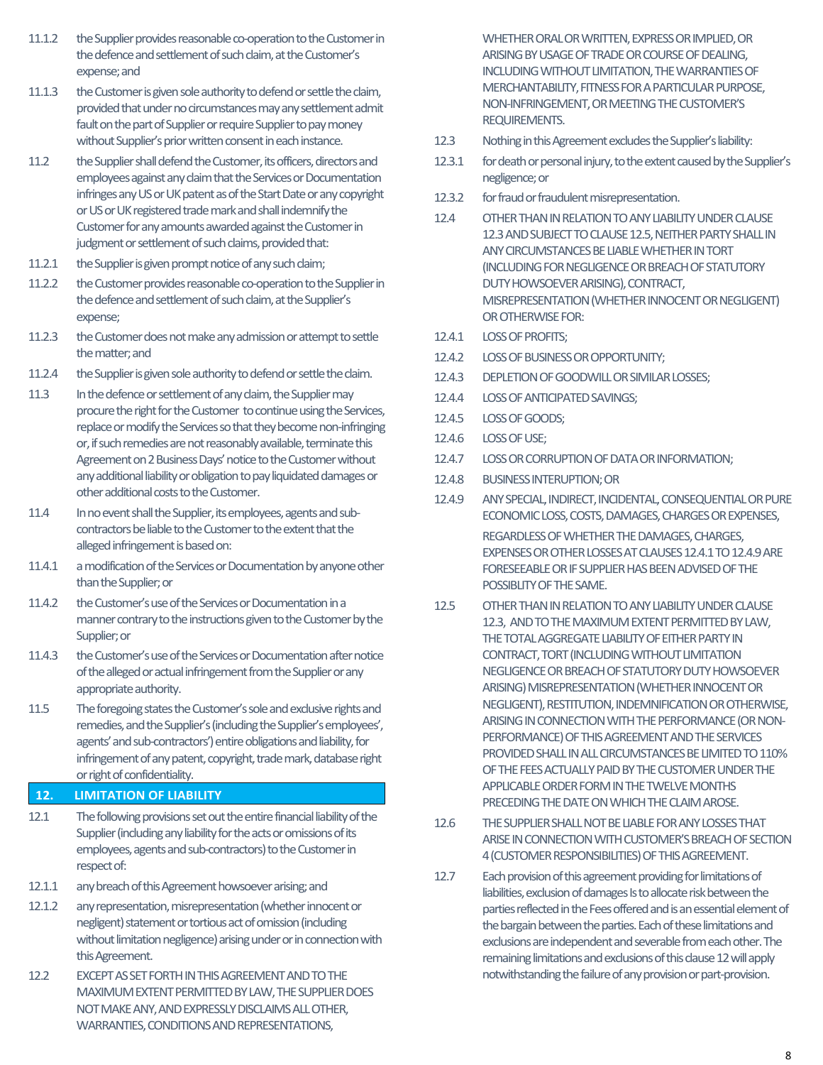11.1.2 the Supplier provides reasonable co-operation to the Customer in the defence and settlement of such claim, at the Customer's expense; and

11.1.3 the Customer is given sole authority to defend or settle the claim, provided that under no circumstances may any settlement admit fault on the part of Supplier or require Supplier to pay money without Supplier's prior written consent in each instance.

11.2 the Supplier shall defend the Customer, its officers, directors and employees against any claim that the Services or Documentation infringes any US or UK patent as of the Start Date or any copyright or US or UK registered trade mark and shall indemnify the Customer for any amounts awarded against the Customer in judgment or settlement of such claims, provided that:

11.2.1 the Supplier is given prompt notice of any such claim;

11.2.2 the Customer provides reasonable co-operation to the Supplier in the defence and settlement of such claim, at the Supplier's expense;

11.2.3 the Customer does not make any admission or attempt to settle the matter; and

11.2.4 the Supplier is given sole authority to defend or settle the claim.

11.3 In the defence or settlement of any claim, the Supplier may procure the right for the Customer to continue using the Services, replace or modify the Services so that they become non-infringing or, if such remedies are not reasonably available, terminate this Agreement on 2 Business Days' notice to the Customer without any additional liability or obligation to pay liquidated damages or other additional costs to the Customer.

11.4 In no event shall the Supplier, its employees, agents and sub-contractors be liable to the Customer to the extent that the alleged infringement is based on:

11.4.1 a modification of the Services or Documentation by anyone other than the Supplier; or

11.4.2 the Customer's use of the Services or Documentation in a manner contrary to the instructions given to the Customer by the Supplier; or

11.4.3 the Customer's use of the Services or Documentation after notice of the alleged or actual infringement from the Supplier or any appropriate authority.

11.5 The foregoing states the Customer's sole and exclusive rights and remedies, and the Supplier's (including the Supplier's employees', agents' and sub-contractors') entire obligations and liability, for infringement of any patent, copyright, trade mark, database right or right of confidentiality.

## 12. LIMITATION OF LIABILITY

12.1 The following provisions set out the entire financial liability of the Supplier (including any liability for the acts or omissions of its employees, agents and sub-contractors) to the Customer in respect of:

12.1.1 any breach of this Agreement howsoever arising; and

12.1.2 any representation, misrepresentation (whether innocent or negligent) statement or tortious act of omission (including without limitation negligence) arising under or in connection with this Agreement.

12.2 EXCEPT AS SET FORTH IN THIS AGREEMENT AND TO THE MAXIMUM EXTENT PERMITTED BY LAW, THE SUPPLIER DOES NOT MAKE ANY, AND EXPRESSLY DISCLAIMS ALL OTHER, WARRANTIES, CONDITIONS AND REPRESENTATIONS, WHETHER ORAL OR WRITTEN, EXPRESS OR IMPLIED, OR ARISING BY USAGE OF TRADE OR COURSE OF DEALING, INCLUDING WITHOUT LIMITATION, THE WARRANTIES OF MERCHANTABILITY, FITNESS FOR A PARTICULAR PURPOSE, NON-INFRINGEMENT, OR MEETING THE CUSTOMER'S REQUIREMENTS.

12.3 Nothing in this Agreement excludes the Supplier's liability:

12.3.1 for death or personal injury, to the extent caused by the Supplier's negligence; or

12.3.2 for fraud or fraudulent misrepresentation.

12.4 OTHER THAN IN RELATION TO ANY LIABILITY UNDER CLAUSE 12.3 AND SUBJECT TO CLAUSE 12.5, NEITHER PARTY SHALL IN ANY CIRCUMSTANCES BE LIABLE WHETHER IN TORT (INCLUDING FOR NEGLIGENCE OR BREACH OF STATUTORY DUTY HOWSOEVER ARISING), CONTRACT, MISREPRESENTATION (WHETHER INNOCENT OR NEGLIGENT) OR OTHERWISE FOR:

12.4.1 LOSS OF PROFITS;

12.4.2 LOSS OF BUSINESS OR OPPORTUNITY;

12.4.3 DEPLETION OF GOODWILL OR SIMILAR LOSSES;

12.4.4 LOSS OF ANTICIPATED SAVINGS;

12.4.5 LOSS OF GOODS;

12.4.6 LOSS OF USE;

12.4.7 LOSS OR CORRUPTION OF DATA OR INFORMATION;

12.4.8 BUSINESS INTERUPTION; OR

12.4.9 ANY SPECIAL, INDIRECT, INCIDENTAL, CONSEQUENTIAL OR PURE ECONOMIC LOSS, COSTS, DAMAGES, CHARGES OR EXPENSES,

REGARDLESS OF WHETHER THE DAMAGES, CHARGES, EXPENSES OR OTHER LOSSES AT CLAUSES 12.4.1 TO 12.4.9 ARE FORESEEABLE OR IF SUPPLIER HAS BEEN ADVISED OF THE POSSIBLITY OF THE SAME.

12.5 OTHER THAN IN RELATION TO ANY LIABILITY UNDER CLAUSE 12.3, AND TO THE MAXIMUM EXTENT PERMITTED BY LAW, THE TOTAL AGGREGATE LIABILITY OF EITHER PARTY IN CONTRACT, TORT (INCLUDING WITHOUT LIMITATION NEGLIGENCE OR BREACH OF STATUTORY DUTY HOWSOEVER ARISING) MISREPRESENTATION (WHETHER INNOCENT OR NEGLIGENT), RESTITUTION, INDEMNIFICATION OR OTHERWISE, ARISING IN CONNECTION WITH THE PERFORMANCE (OR NON-PERFORMANCE) OF THIS AGREEMENT AND THE SERVICES PROVIDED SHALL IN ALL CIRCUMSTANCES BE LIMITED TO 110% OF THE FEES ACTUALLY PAID BY THE CUSTOMER UNDER THE APPLICABLE ORDER FORM IN THE TWELVE MONTHS PRECEDING THE DATE ON WHICH THE CLAIM AROSE.

12.6 THE SUPPLIER SHALL NOT BE LIABLE FOR ANY LOSSES THAT ARISE IN CONNECTION WITH CUSTOMER'S BREACH OF SECTION 4 (CUSTOMER RESPONSIBILITIES) OF THIS AGREEMENT.

12.7 Each provision of this agreement providing for limitations of liabilities, exclusion of damages Is to allocate risk between the parties reflected in the Fees offered and is an essential element of the bargain between the parties. Each of these limitations and exclusions are independent and severable from each other. The remaining limitations and exclusions of this clause 12 will apply notwithstanding the failure of any provision or part-provision.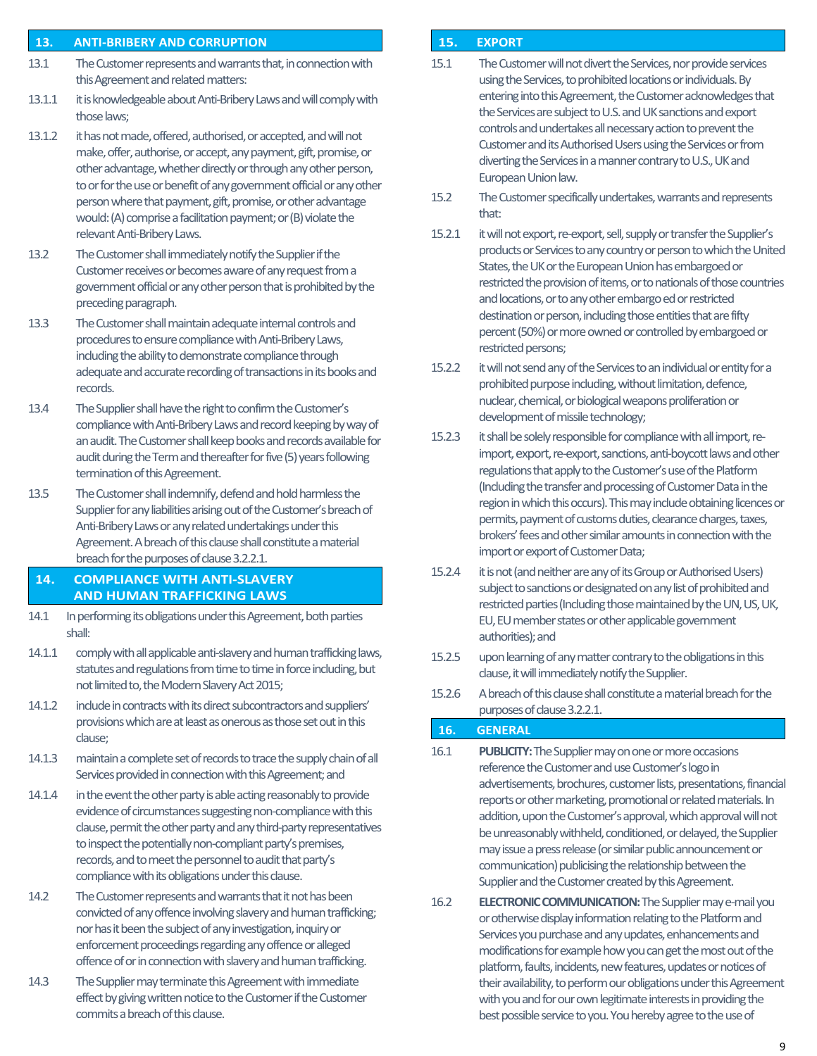## 13. ANTI-BRIBERY AND CORRUPTION

13.1 The Customer represents and warrants that, in connection with this Agreement and related matters:

13.1.1 it is knowledgeable about Anti-Bribery Laws and will comply with those laws;

13.1.2 it has not made, offered, authorised, or accepted, and will not make, offer, authorise, or accept, any payment, gift, promise, or other advantage, whether directly or through any other person, to or for the use or benefit of any government official or any other person where that payment, gift, promise, or other advantage would: (A) comprise a facilitation payment; or (B) violate the relevant Anti-Bribery Laws.

13.2 The Customer shall immediately notify the Supplier if the Customer receives or becomes aware of any request from a government official or any other person that is prohibited by the preceding paragraph.

13.3 The Customer shall maintain adequate internal controls and procedures to ensure compliance with Anti-Bribery Laws, including the ability to demonstrate compliance through adequate and accurate recording of transactions in its books and records.

13.4 The Supplier shall have the right to confirm the Customer's compliance with Anti-Bribery Laws and record keeping by way of an audit. The Customer shall keep books and records available for audit during the Term and thereafter for five (5) years following termination of this Agreement.

13.5 The Customer shall indemnify, defend and hold harmless the Supplier for any liabilities arising out of the Customer's breach of Anti-Bribery Laws or any related undertakings under this Agreement. A breach of this clause shall constitute a material breach for the purposes of clause 3.2.2.1.

## 14. COMPLIANCE WITH ANTI-SLAVERY AND HUMAN TRAFFICKING LAWS

14.1 In performing its obligations under this Agreement, both parties shall:

14.1.1 comply with all applicable anti-slavery and human trafficking laws, statutes and regulations from time to time in force including, but not limited to, the Modern Slavery Act 2015;

14.1.2 include in contracts with its direct subcontractors and suppliers' provisions which are at least as onerous as those set out in this clause;

14.1.3 maintain a complete set of records to trace the supply chain of all Services provided in connection with this Agreement; and

14.1.4 in the event the other party is able acting reasonably to provide evidence of circumstances suggesting non-compliance with this clause, permit the other party and any third-party representatives to inspect the potentially non-compliant party's premises, records, and to meet the personnel to audit that party's compliance with its obligations under this clause.

14.2 The Customer represents and warrants that it not has been convicted of any offence involving slavery and human trafficking; nor has it been the subject of any investigation, inquiry or enforcement proceedings regarding any offence or alleged offence of or in connection with slavery and human trafficking.

14.3 The Supplier may terminate this Agreement with immediate effect by giving written notice to the Customer if the Customer commits a breach of this clause.

## 15. EXPORT

15.1 The Customer will not divert the Services, nor provide services using the Services, to prohibited locations or individuals. By entering into this Agreement, the Customer acknowledges that the Services are subject to U.S. and UK sanctions and export controls and undertakes all necessary action to prevent the Customer and its Authorised Users using the Services or from diverting the Services in a manner contrary to U.S., UK and European Union law.

15.2 The Customer specifically undertakes, warrants and represents that:

15.2.1 it will not export, re-export, sell, supply or transfer the Supplier's products or Services to any country or person to which the United States, the UK or the European Union has embargoed or restricted the provision of items, or to nationals of those countries and locations, or to any other embargo ed or restricted destination or person, including those entities that are fifty percent (50%) or more owned or controlled by embargoed or restricted persons;

15.2.2 it will not send any of the Services to an individual or entity for a prohibited purpose including, without limitation, defence, nuclear, chemical, or biological weapons proliferation or development of missile technology;

15.2.3 it shall be solely responsible for compliance with all import, re-import, export, re-export, sanctions, anti-boycott laws and other regulations that apply to the Customer's use of the Platform (Including the transfer and processing of Customer Data in the region in which this occurs). This may include obtaining licences or permits, payment of customs duties, clearance charges, taxes, brokers' fees and other similar amounts in connection with the import or export of Customer Data;

15.2.4 it is not (and neither are any of its Group or Authorised Users) subject to sanctions or designated on any list of prohibited and restricted parties (Including those maintained by the UN, US, UK, EU, EU member states or other applicable government authorities); and

15.2.5 upon learning of any matter contrary to the obligations in this clause, it will immediately notify the Supplier.

15.2.6 A breach of this clause shall constitute a material breach for the purposes of clause 3.2.2.1.

## 16. GENERAL

16.1 **PUBLICITY:** The Supplier may on one or more occasions reference the Customer and use Customer's logo in advertisements, brochures, customer lists, presentations, financial reports or other marketing, promotional or related materials. In addition, upon the Customer's approval, which approval will not be unreasonably withheld, conditioned, or delayed, the Supplier may issue a press release (or similar public announcement or communication) publicising the relationship between the Supplier and the Customer created by this Agreement.

16.2 **ELECTRONIC COMMUNICATION:** The Supplier may e-mail you or otherwise display information relating to the Platform and Services you purchase and any updates, enhancements and modifications for example how you can get the most out of the platform, faults, incidents, new features, updates or notices of their availability, to perform our obligations under this Agreement with you and for our own legitimate interests in providing the best possible service to you. You hereby agree to the use of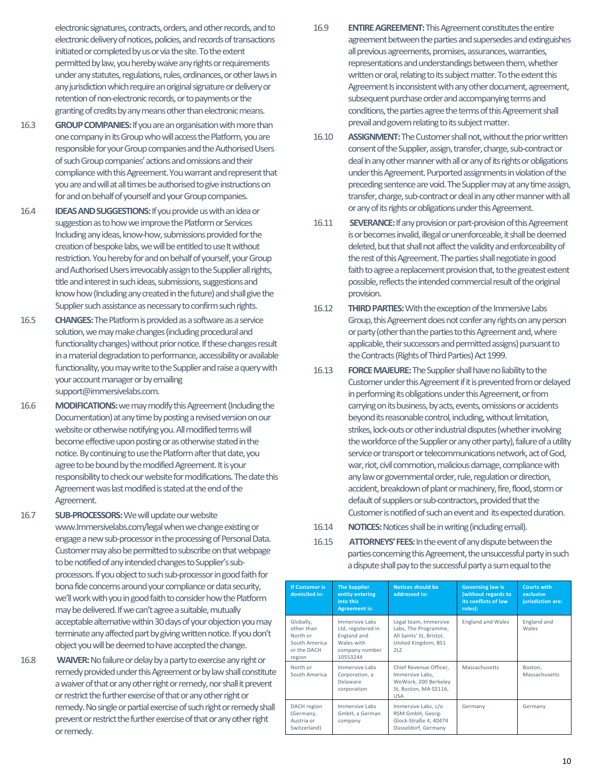electronic signatures, contracts, orders, and other records, and to electronic delivery of notices, policies, and records of transactions initiated or completed by us or via the site. To the extent permitted by law, you hereby waive any rights or requirements under any statutes, regulations, rules, ordinances, or other laws in any jurisdiction which require an original signature or delivery or retention of non-electronic records, or to payments or the granting of credits by any means other than electronic means.

16.3 **GROUP COMPANIES:** If you are an organisation with more than one company in its Group who will access the Platform, you are responsible for your Group companies and the Authorised Users of such Group companies' actions and omissions and their compliance with this Agreement. You warrant and represent that you are and will at all times be authorised to give instructions on for and on behalf of yourself and your Group companies.

16.4 **IDEAS AND SUGGESTIONS:** If you provide us with an idea or suggestion as to how we improve the Platform or Services Including any ideas, know-how, submissions provided for the creation of bespoke labs, we will be entitled to use It without restriction. You hereby for and on behalf of yourself, your Group and Authorised Users irrevocably assign to the Supplier all rights, title and interest in such ideas, submissions, suggestions and know how (Including any created in the future) and shall give the Supplier such assistance as necessary to confirm such rights.

16.5 **CHANGES:** The Platform is provided as a software as a service solution, we may make changes (including procedural and functionality changes) without prior notice. If these changes result in a material degradation to performance, accessibility or available functionality, you may write to the Supplier and raise a query with your account manager or by emailing support@immersivelabs.com.

16.6 **MODIFICATIONS:** we may modify this Agreement (Including the Documentation) at any time by posting a revised version on our website or otherwise notifying you. All modified terms will become effective upon posting or as otherwise stated in the notice. By continuing to use the Platform after that date, you agree to be bound by the modified Agreement. It is your responsibility to check our website for modifications. The date this Agreement was last modified is stated at the end of the Agreement.

16.7 **SUB-PROCESSORS:** We will update our website www.Immersivelabs.com/legal when we change existing or engage a new sub-processor in the processing of Personal Data. Customer may also be permitted to subscribe on that webpage to be notified of any intended changes to Supplier's sub-processors. If you object to such sub-processor in good faith for bona fide concerns around your compliance or data security, we'll work with you in good faith to consider how the Platform may be delivered. If we can't agree a suitable, mutually acceptable alternative within 30 days of your objection you may terminate any affected part by giving written notice. If you don't object you will be deemed to have accepted the change.

16.8 **WAIVER:** No failure or delay by a party to exercise any right or remedy provided under this Agreement or by law shall constitute a waiver of that or any other right or remedy, nor shall it prevent or restrict the further exercise of that or any other right or remedy. No single or partial exercise of such right or remedy shall prevent or restrict the further exercise of that or any other right or remedy.

16.9 **ENTIRE AGREEMENT:** This Agreement constitutes the entire agreement between the parties and supersedes and extinguishes all previous agreements, promises, assurances, warranties, representations and understandings between them, whether written or oral, relating to its subject matter. To the extent this Agreement Is inconsistent with any other document, agreement, subsequent purchase order and accompanying terms and conditions, the parties agree the terms of this Agreement shall prevail and govern relating to its subject matter.

16.10 **ASSIGNMENT:** The Customer shall not, without the prior written consent of the Supplier, assign, transfer, charge, sub-contract or deal in any other manner with all or any of its rights or obligations under this Agreement. Purported assignments in violation of the preceding sentence are void. The Supplier may at any time assign, transfer, charge, sub-contract or deal in any other manner with all or any of its rights or obligations under this Agreement.

16.11 **SEVERANCE:** If any provision or part-provision of this Agreement is or becomes invalid, illegal or unenforceable, it shall be deemed deleted, but that shall not affect the validity and enforceability of the rest of this Agreement. The parties shall negotiate in good faith to agree a replacement provision that, to the greatest extent possible, reflects the intended commercial result of the original provision.

16.12 **THIRD PARTIES:** With the exception of the Immersive Labs Group, this Agreement does not confer any rights on any person or party (other than the parties to this Agreement and, where applicable, their successors and permitted assigns) pursuant to the Contracts (Rights of Third Parties) Act 1999.

16.13 **FORCE MAJEURE:** The Supplier shall have no liability to the Customer under this Agreement if it is prevented from or delayed in performing its obligations under this Agreement, or from carrying on its business, by acts, events, omissions or accidents beyond its reasonable control, including, without limitation, strikes, lock-outs or other industrial disputes (whether involving the workforce of the Supplier or any other party), failure of a utility service or transport or telecommunications network, act of God, war, riot, civil commotion, malicious damage, compliance with any law or governmental order, rule, regulation or direction, accident, breakdown of plant or machinery, fire, flood, storm or default of suppliers or sub-contractors, provided that the Customer is notified of such an event and its expected duration.

16.14 **NOTICES:** Notices shall be in writing (including email).

16.15 **ATTORNEYS' FEES:** In the event of any dispute between the parties concerning this Agreement, the unsuccessful party in such a dispute shall pay to the successful party a sum equal to the

| If Customer is domiciled in: | The Supplier entity entering into this Agreement is: | Notices should be addressed to: | Governing law is (without regards to its conflicts of law rules): | Courts with exclusive jurisdiction are: |
|---|---|---|---|---|
| Globally, other than North or South America or the DACH region | Immersive Labs Ltd, registered in England and Wales with company number 10553244 | Legal team, Immersive Labs, The Programme, All Saints' St, Bristol, United Kingdom, BS1 2LZ | England and Wales | England and Wales |
| North or South America | Immersive Labs Corporation, a Delaware corporation | Chief Revenue Officer, Immersive Labs, WeWork, 200 Berkeley St, Boston, MA 02116, USA | Massachusetts | Boston, Massachusetts |
| DACH region (Germany, Austria or Switzerland) | Immersive Labs GmbH, a German company | Immersive Labs, c/o RSM GmbH, Georg-Glock-Straße 4, 40474 Düsseldorf, Germany | Germany | Germany |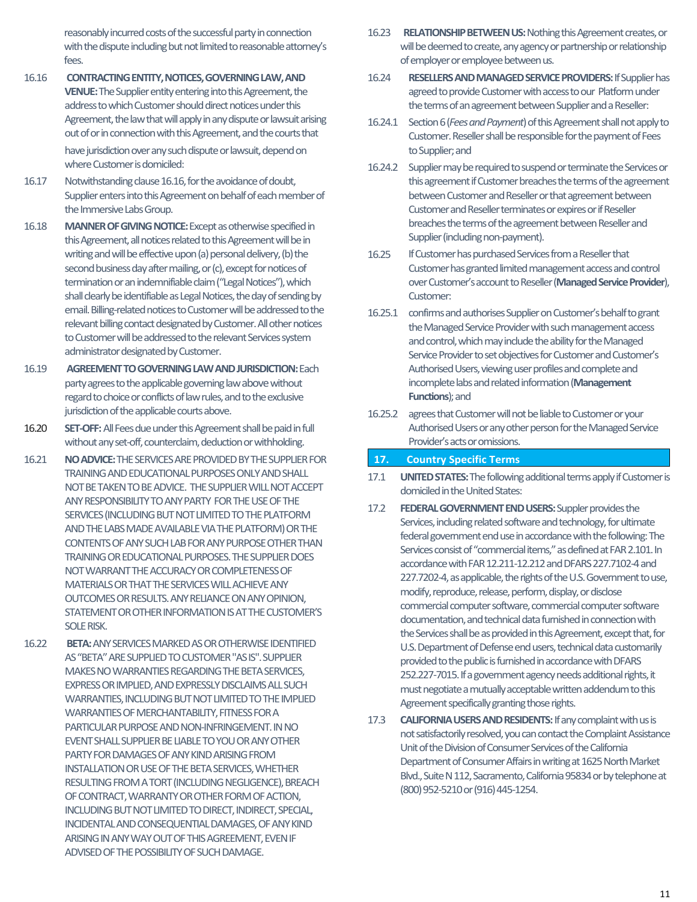reasonably incurred costs of the successful party in connection with the dispute including but not limited to reasonable attorney's fees.

16.16 **CONTRACTING ENTITY, NOTICES, GOVERNING LAW, AND VENUE:** The Supplier entity entering into this Agreement, the address to which Customer should direct notices under this Agreement, the law that will apply in any dispute or lawsuit arising out of or in connection with this Agreement, and the courts that have jurisdiction over any such dispute or lawsuit, depend on where Customer is domiciled:

16.17 Notwithstanding clause 16.16, for the avoidance of doubt, Supplier enters into this Agreement on behalf of each member of the Immersive Labs Group.

16.18 **MANNER OF GIVING NOTICE:** Except as otherwise specified in this Agreement, all notices related to this Agreement will be in writing and will be effective upon (a) personal delivery, (b) the second business day after mailing, or (c), except for notices of termination or an indemnifiable claim ("Legal Notices"), which shall clearly be identifiable as Legal Notices, the day of sending by email. Billing-related notices to Customer will be addressed to the relevant billing contact designated by Customer. All other notices to Customer will be addressed to the relevant Services system administrator designated by Customer.

16.19 **AGREEMENT TO GOVERNING LAW AND JURISDICTION:** Each party agrees to the applicable governing law above without regard to choice or conflicts of law rules, and to the exclusive jurisdiction of the applicable courts above.

16.20 **SET-OFF:** All Fees due under this Agreement shall be paid in full without any set-off, counterclaim, deduction or withholding.

16.21 **NO ADVICE:** THE SERVICES ARE PROVIDED BY THE SUPPLIER FOR TRAINING AND EDUCATIONAL PURPOSES ONLY AND SHALL NOT BE TAKEN TO BE ADVICE. THE SUPPLIER WILL NOT ACCEPT ANY RESPONSIBILITY TO ANY PARTY FOR THE USE OF THE SERVICES (INCLUDING BUT NOT LIMITED TO THE PLATFORM AND THE LABS MADE AVAILABLE VIA THE PLATFORM) OR THE CONTENTS OF ANY SUCH LAB FOR ANY PURPOSE OTHER THAN TRAINING OR EDUCATIONAL PURPOSES. THE SUPPLIER DOES NOT WARRANT THE ACCURACY OR COMPLETENESS OF MATERIALS OR THAT THE SERVICES WILL ACHIEVE ANY OUTCOMES OR RESULTS. ANY RELIANCE ON ANY OPINION, STATEMENT OR OTHER INFORMATION IS AT THE CUSTOMER'S SOLE RISK.

16.22 **BETA:** ANY SERVICES MARKED AS OR OTHERWISE IDENTIFIED AS "BETA" ARE SUPPLIED TO CUSTOMER "AS IS". SUPPLIER MAKES NO WARRANTIES REGARDING THE BETA SERVICES, EXPRESS OR IMPLIED, AND EXPRESSLY DISCLAIMS ALL SUCH WARRANTIES, INCLUDING BUT NOT LIMITED TO THE IMPLIED WARRANTIES OF MERCHANTABILITY, FITNESS FOR A PARTICULAR PURPOSE AND NON-INFRINGEMENT. IN NO EVENT SHALL SUPPLIER BE LIABLE TO YOU OR ANY OTHER PARTY FOR DAMAGES OF ANY KIND ARISING FROM INSTALLATION OR USE OF THE BETA SERVICES, WHETHER RESULTING FROM A TORT (INCLUDING NEGLIGENCE), BREACH OF CONTRACT, WARRANTY OR OTHER FORM OF ACTION, INCLUDING BUT NOT LIMITED TO DIRECT, INDIRECT, SPECIAL, INCIDENTAL AND CONSEQUENTIAL DAMAGES, OF ANY KIND ARISING IN ANY WAY OUT OF THIS AGREEMENT, EVEN IF ADVISED OF THE POSSIBILITY OF SUCH DAMAGE.

16.23 **RELATIONSHIP BETWEEN US:** Nothing this Agreement creates, or will be deemed to create, any agency or partnership or relationship of employer or employee between us.

16.24 **RESELLERS AND MANAGED SERVICE PROVIDERS:** If Supplier has agreed to provide Customer with access to our Platform under the terms of an agreement between Supplier and a Reseller:

16.24.1 Section 6 (*Fees and Payment*) of this Agreement shall not apply to Customer. Reseller shall be responsible for the payment of Fees to Supplier; and

16.24.2 Supplier may be required to suspend or terminate the Services or this agreement if Customer breaches the terms of the agreement between Customer and Reseller or that agreement between Customer and Reseller terminates or expires or if Reseller breaches the terms of the agreement between Reseller and Supplier (including non-payment).

16.25 If Customer has purchased Services from a Reseller that Customer has granted limited management access and control over Customer's account to Reseller (**Managed Service Provider**), Customer:

16.25.1 confirms and authorises Supplier on Customer's behalf to grant the Managed Service Provider with such management access and control, which may include the ability for the Managed Service Provider to set objectives for Customer and Customer's Authorised Users, viewing user profiles and complete and incomplete labs and related information (**Management Functions**); and

16.25.2 agrees that Customer will not be liable to Customer or your Authorised Users or any other person for the Managed Service Provider's acts or omissions.

## 17. Country Specific Terms

17.1 **UNITED STATES:** The following additional terms apply if Customer is domiciled in the United States:

17.2 **FEDERAL GOVERNMENT END USERS:** Suppler provides the Services, including related software and technology, for ultimate federal government end use in accordance with the following: The Services consist of "commercial items," as defined at FAR 2.101. In accordance with FAR 12.211-12.212 and DFARS 227.7102-4 and 227.7202-4, as applicable, the rights of the U.S. Government to use, modify, reproduce, release, perform, display, or disclose commercial computer software, commercial computer software documentation, and technical data furnished in connection with the Services shall be as provided in this Agreement, except that, for U.S. Department of Defense end users, technical data customarily provided to the public is furnished in accordance with DFARS 252.227-7015. If a government agency needs additional rights, it must negotiate a mutually acceptable written addendum to this Agreement specifically granting those rights.

17.3 **CALIFORNIA USERS AND RESIDENTS:** If any complaint with us is not satisfactorily resolved, you can contact the Complaint Assistance Unit of the Division of Consumer Services of the California Department of Consumer Affairs in writing at 1625 North Market Blvd., Suite N 112, Sacramento, California 95834 or by telephone at (800) 952-5210 or (916) 445-1254.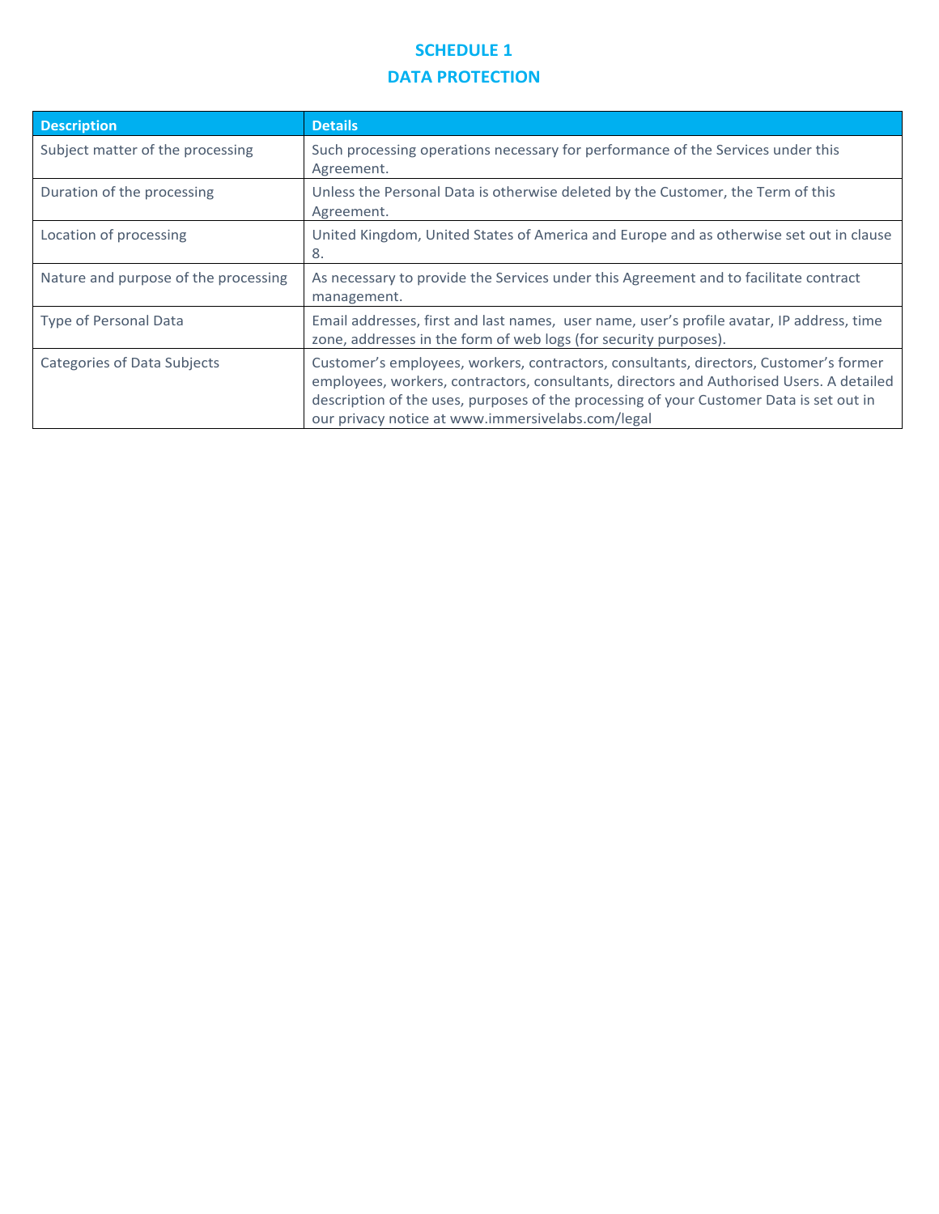# SCHEDULE 1

## DATA PROTECTION

| Description | Details |
|---|---|
| Subject matter of the processing | Such processing operations necessary for performance of the Services under this Agreement. |
| Duration of the processing | Unless the Personal Data is otherwise deleted by the Customer, the Term of this Agreement. |
| Location of processing | United Kingdom, United States of America and Europe and as otherwise set out in clause 8. |
| Nature and purpose of the processing | As necessary to provide the Services under this Agreement and to facilitate contract management. |
| Type of Personal Data | Email addresses, first and last names, user name, user's profile avatar, IP address, time zone, addresses in the form of web logs (for security purposes). |
| Categories of Data Subjects | Customer's employees, workers, contractors, consultants, directors, Customer's former employees, workers, contractors, consultants, directors and Authorised Users. A detailed description of the uses, purposes of the processing of your Customer Data is set out in our privacy notice at www.immersivelabs.com/legal |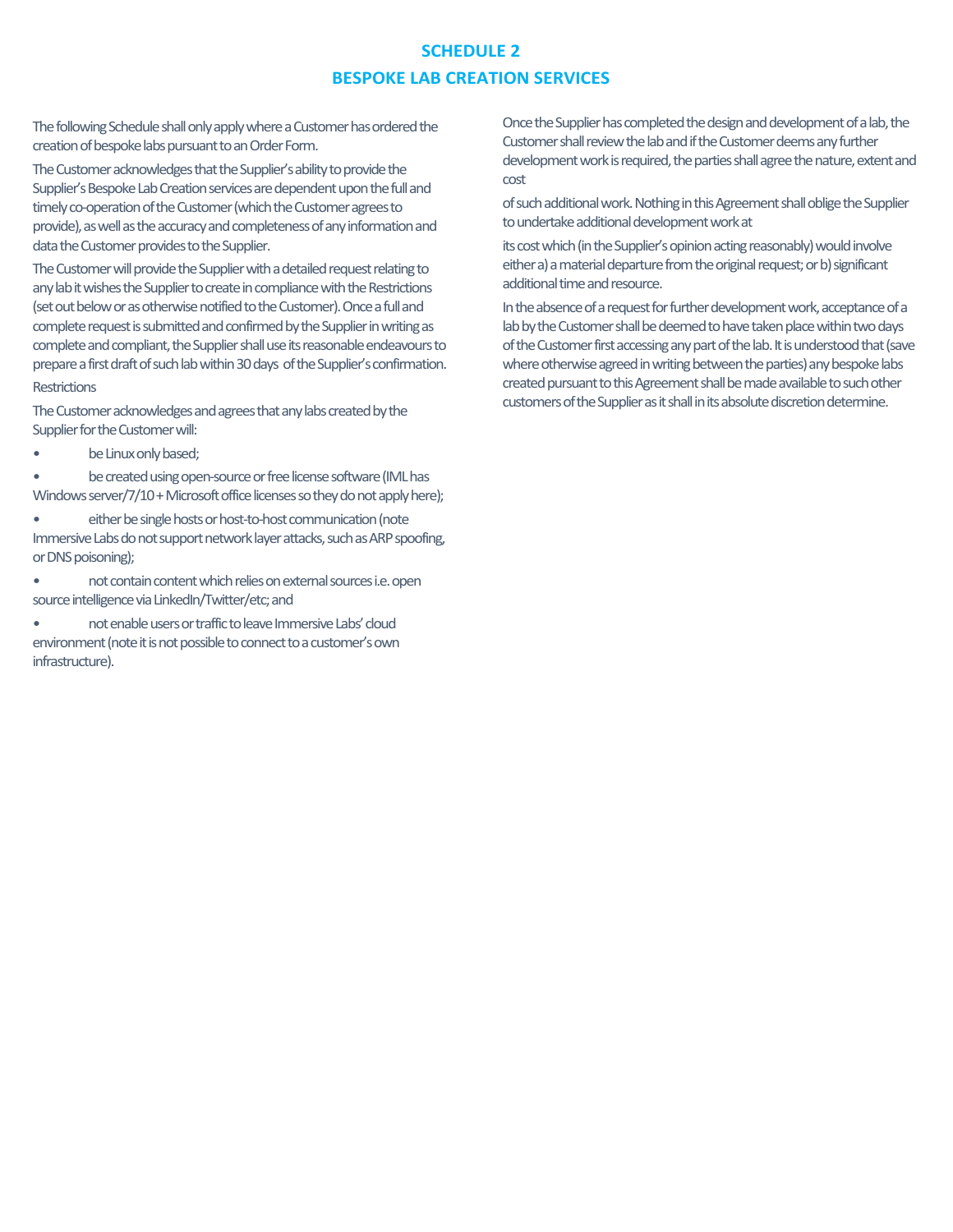# SCHEDULE 2

# BESPOKE LAB CREATION SERVICES

The following Schedule shall only apply where a Customer has ordered the creation of bespoke labs pursuant to an Order Form.

The Customer acknowledges that the Supplier's ability to provide the Supplier's Bespoke Lab Creation services are dependent upon the full and timely co-operation of the Customer (which the Customer agrees to provide), as well as the accuracy and completeness of any information and data the Customer provides to the Supplier.

The Customer will provide the Supplier with a detailed request relating to any lab it wishes the Supplier to create in compliance with the Restrictions (set out below or as otherwise notified to the Customer). Once a full and complete request is submitted and confirmed by the Supplier in writing as complete and compliant, the Supplier shall use its reasonable endeavours to prepare a first draft of such lab within 30 days of the Supplier's confirmation.

Restrictions

The Customer acknowledges and agrees that any labs created by the Supplier for the Customer will:

- be Linux only based;
- be created using open-source or free license software (IML has Windows server/7/10 + Microsoft office licenses so they do not apply here);
- either be single hosts or host-to-host communication (note Immersive Labs do not support network layer attacks, such as ARP spoofing, or DNS poisoning);
- not contain content which relies on external sources i.e. open source intelligence via LinkedIn/Twitter/etc; and
- not enable users or traffic to leave Immersive Labs' cloud environment (note it is not possible to connect to a customer's own infrastructure).

Once the Supplier has completed the design and development of a lab, the Customer shall review the lab and if the Customer deems any further development work is required, the parties shall agree the nature, extent and cost

of such additional work. Nothing in this Agreement shall oblige the Supplier to undertake additional development work at

its cost which (in the Supplier's opinion acting reasonably) would involve either a) a material departure from the original request; or b) significant additional time and resource.

In the absence of a request for further development work, acceptance of a lab by the Customer shall be deemed to have taken place within two days of the Customer first accessing any part of the lab. It is understood that (save where otherwise agreed in writing between the parties) any bespoke labs created pursuant to this Agreement shall be made available to such other customers of the Supplier as it shall in its absolute discretion determine.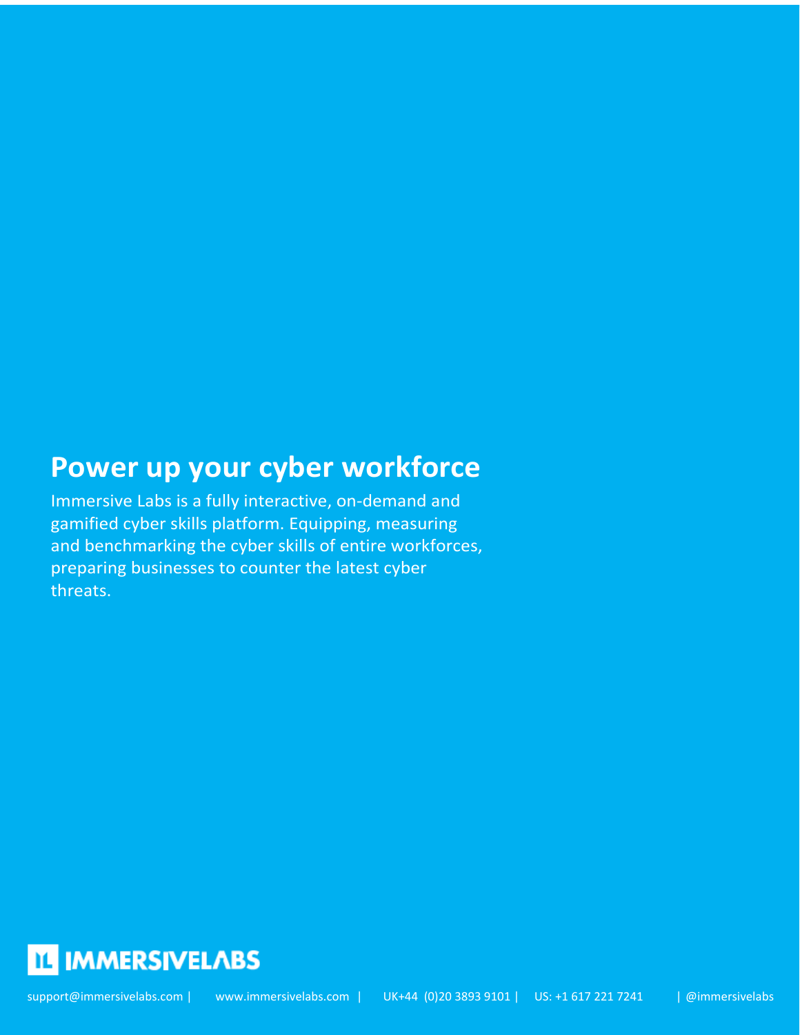## Power up your cyber workforce

Immersive Labs is a fully interactive, on-demand and gamified cyber skills platform. Equipping, measuring and benchmarking the cyber skills of entire workforces, preparing businesses to counter the latest cyber threats.

IMMERSIVELABS

support@immersivelabs.com | www.immersivelabs.com | UK+44 (0)20 3893 9101 | US: +1 617 221 7241 | @immersivelabs